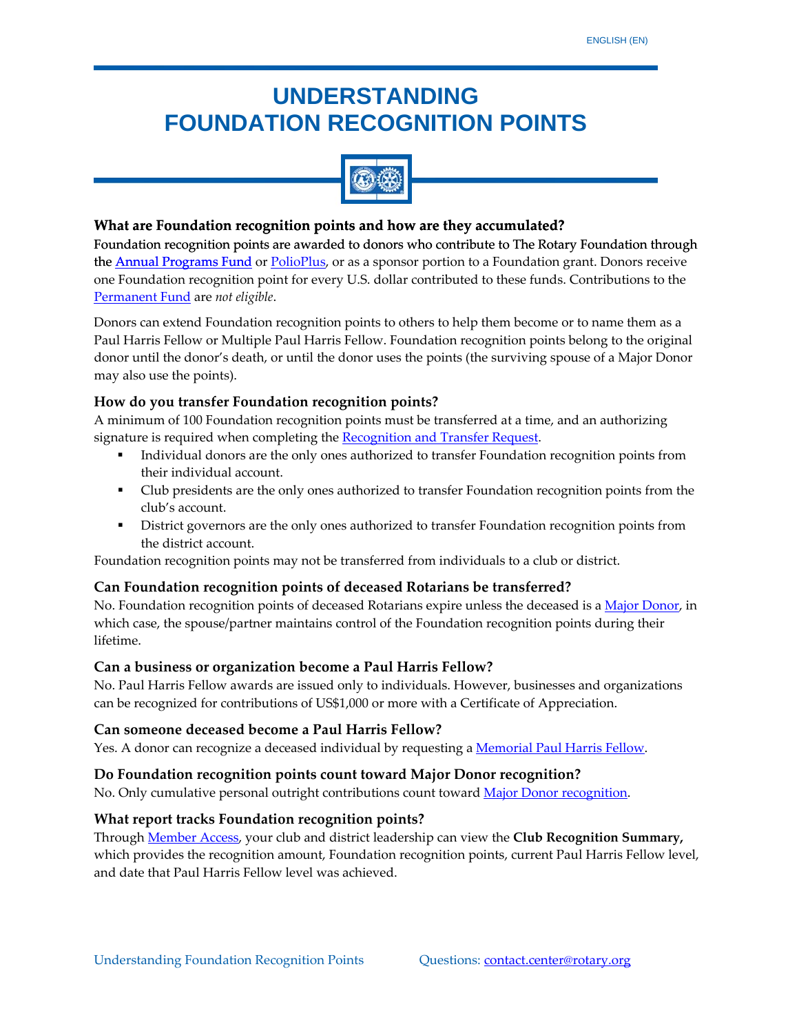# UNDERSTANDING FOUNDATION RECOGNITION POINTS

### What are Foundation recognition points and how are they accumulated?

Foundation recognition points are awarded to donors who contribute to The Rotary Foundation through the Annual Programs Fund or PolioPlus, or as a sponsor portion to a Foundation grant. Donors receive one Foundation recognition point for every U.S. dollar contributed to these funds. Contributions to the Permanent Fund are *not eligible*.

Donors can extend Foundation recognition points to others to help them become or to name them as a Paul Harris Fellow or Multiple Paul Harris Fellow. Foundation recognition points belong to the original donor until the donor's death, or until the donor uses the points (the surviving spouse of a Major Donor may also use the points).

### How do you transfer Foundation recognition points?

A minimum of 100 Foundation recognition points must be transferred at a time, and an authorizing signature is required when completing the Recognition and Transfer Request.

- Individual donors are the only ones authorized to transfer Foundation recognition points from their individual account.
- Club presidents are the only ones authorized to transfer Foundation recognition points from the club's account.
- District governors are the only ones authorized to transfer Foundation recognition points from the district account.

Foundation recognition points may not be transferred from individuals to a club or district.

### Can Foundation recognition points of deceased Rotarians be transferred?

No. Foundation recognition points of deceased Rotarians expire unless the deceased is a Major Donor, in which case, the spouse/partner maintains control of the Foundation recognition points during their lifetime.

### Can a business or organization become a Paul Harris Fellow?

No. Paul Harris Fellow awards are issued only to individuals. However, businesses and organizations can be recognized for contributions of US$1,000 or more with a Certificate of Appreciation.

### Can someone deceased become a Paul Harris Fellow?

Yes. A donor can recognize a deceased individual by requesting a Memorial Paul Harris Fellow.

### Do Foundation recognition points count toward Major Donor recognition?

No. Only cumulative personal outright contributions count toward Major Donor recognition.

### What report tracks Foundation recognition points?

Through Member Access, your club and district leadership can view the **Club Recognition Summary,** which provides the recognition amount, Foundation recognition points, current Paul Harris Fellow level, and date that Paul Harris Fellow level was achieved.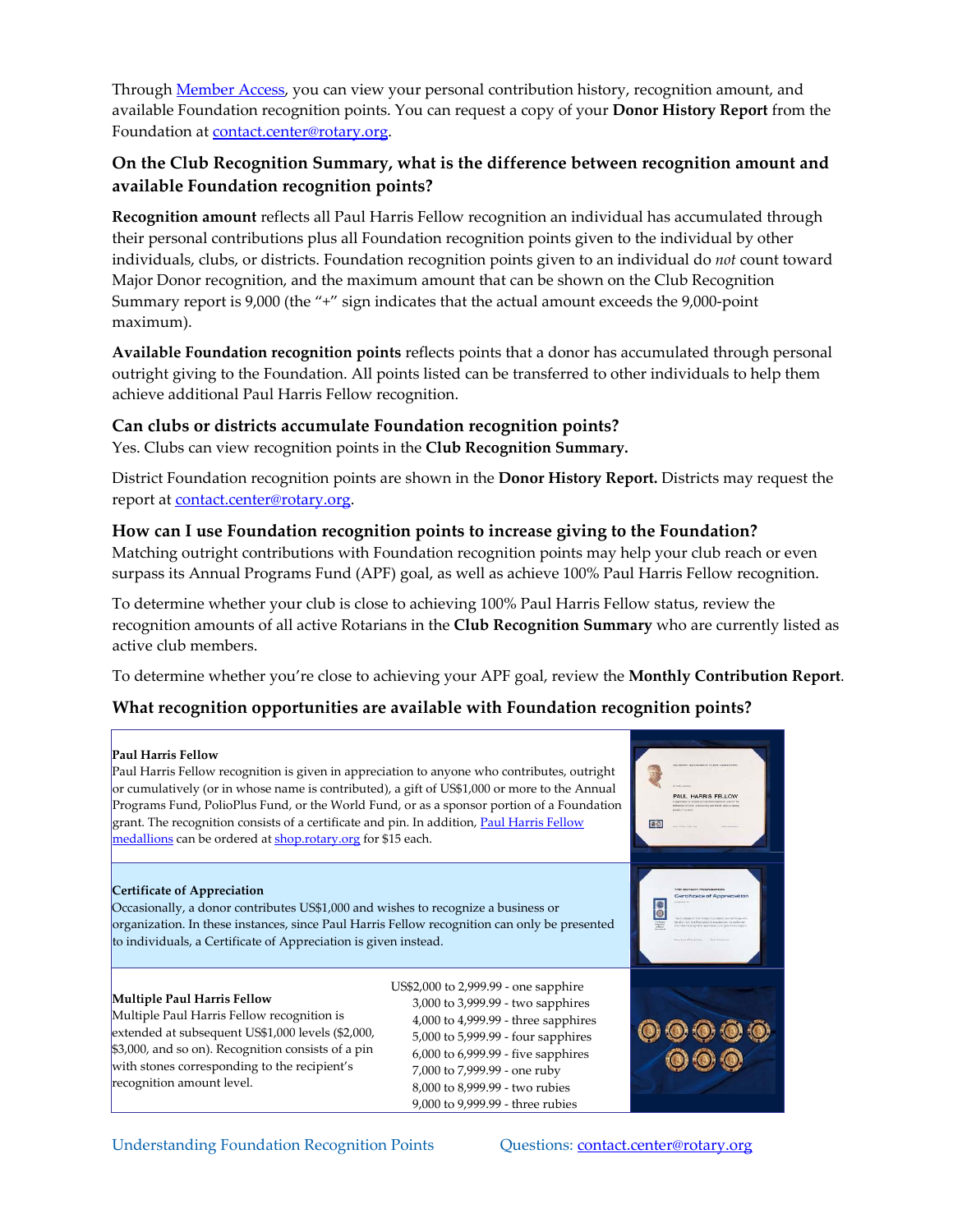Through [Member Access](), you can view your personal contribution history, recognition amount, and available Foundation recognition points. You can request a copy of your **Donor History Report** from the Foundation at [contact.center@rotary.org]().

### On the Club Recognition Summary, what is the difference between recognition amount and available Foundation recognition points?

**Recognition amount** reflects all Paul Harris Fellow recognition an individual has accumulated through their personal contributions plus all Foundation recognition points given to the individual by other individuals, clubs, or districts. Foundation recognition points given to an individual do *not* count toward Major Donor recognition, and the maximum amount that can be shown on the Club Recognition Summary report is 9,000 (the "+" sign indicates that the actual amount exceeds the 9,000-point maximum).

**Available Foundation recognition points** reflects points that a donor has accumulated through personal outright giving to the Foundation. All points listed can be transferred to other individuals to help them achieve additional Paul Harris Fellow recognition.

### Can clubs or districts accumulate Foundation recognition points?

Yes. Clubs can view recognition points in the **Club Recognition Summary.**

District Foundation recognition points are shown in the **Donor History Report.** Districts may request the report at [contact.center@rotary.org]().

### How can I use Foundation recognition points to increase giving to the Foundation?

Matching outright contributions with Foundation recognition points may help your club reach or even surpass its Annual Programs Fund (APF) goal, as well as achieve 100% Paul Harris Fellow recognition.

To determine whether your club is close to achieving 100% Paul Harris Fellow status, review the recognition amounts of all active Rotarians in the **Club Recognition Summary** who are currently listed as active club members.

To determine whether you're close to achieving your APF goal, review the **Monthly Contribution Report**.

### What recognition opportunities are available with Foundation recognition points?

**Paul Harris Fellow**
Paul Harris Fellow recognition is given in appreciation to anyone who contributes, outright or cumulatively (or in whose name is contributed), a gift of US$1,000 or more to the Annual Programs Fund, PolioPlus Fund, or the World Fund, or as a sponsor portion of a Foundation grant. The recognition consists of a certificate and pin. In addition, [Paul Harris Fellow medallions]() can be ordered at [shop.rotary.org]() for $15 each.

**Certificate of Appreciation**
Occasionally, a donor contributes US$1,000 and wishes to recognize a business or organization. In these instances, since Paul Harris Fellow recognition can only be presented to individuals, a Certificate of Appreciation is given instead.

**Multiple Paul Harris Fellow**
Multiple Paul Harris Fellow recognition is extended at subsequent US$1,000 levels ($2,000, $3,000, and so on). Recognition consists of a pin with stones corresponding to the recipient's recognition amount level.

- US$2,000 to 2,999.99 - one sapphire
- 3,000 to 3,999.99 - two sapphires
- 4,000 to 4,999.99 - three sapphires
- 5,000 to 5,999.99 - four sapphires
- 6,000 to 6,999.99 - five sapphires
- 7,000 to 7,999.99 - one ruby
- 8,000 to 8,999.99 - two rubies
- 9,000 to 9,999.99 - three rubies